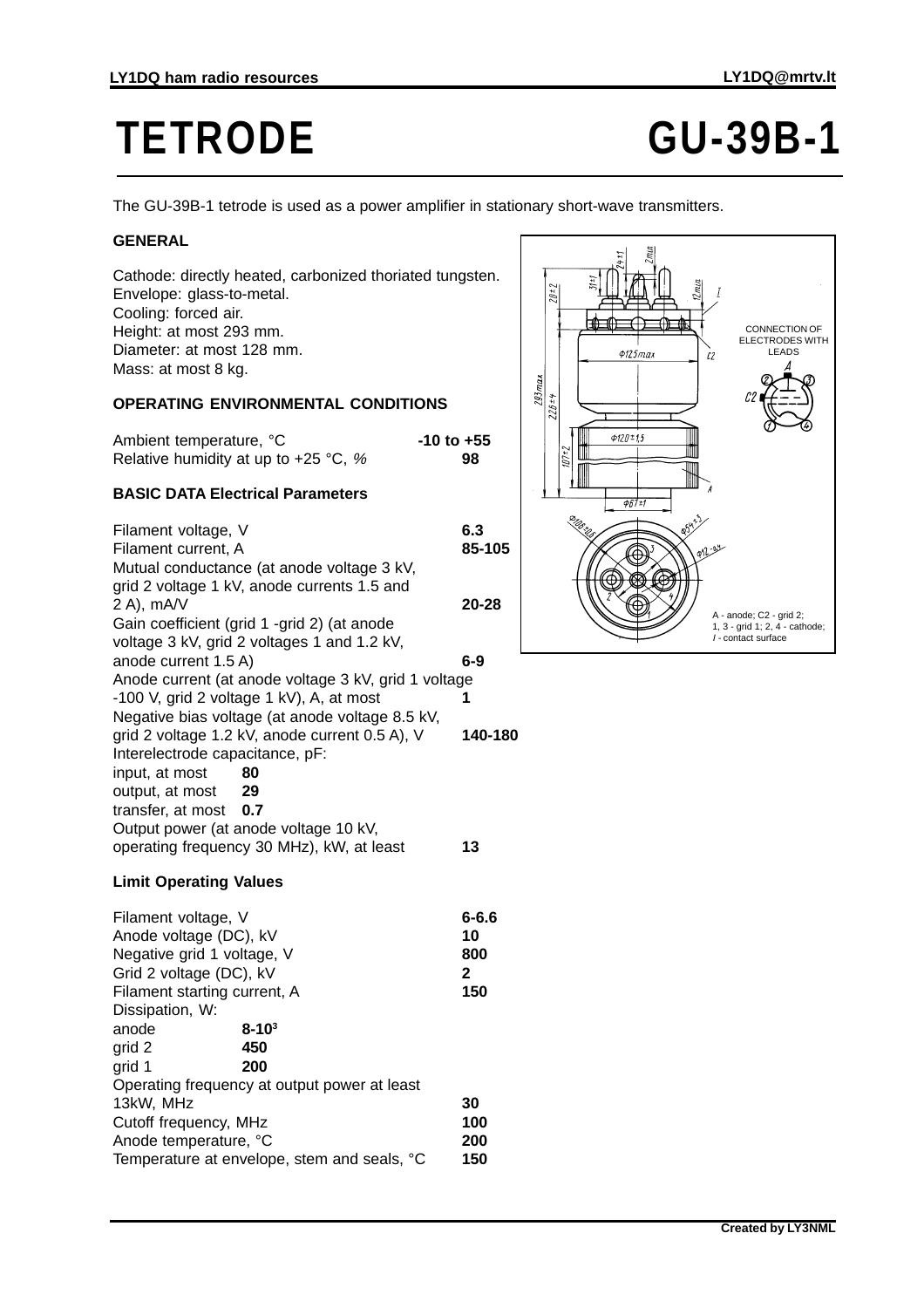# TETRODE GU-39B-1

The GU-39B-1 tetrode is used as a power amplifier in stationary short-wave transmitters.

### GENERAL

Cathode: directly heated, carbonized thoriated tungsten.
Envelope: glass-to-metal.
Cooling: forced air.
Height: at most 293 mm.
Diameter: at most 128 mm.
Mass: at most 8 kg.

### OPERATING ENVIRONMENTAL CONDITIONS

| | |
|---|---|
| Ambient temperature, °C | **-10 to +55** |
| Relative humidity at up to +25 °C, % | **98** |

### BASIC DATA Electrical Parameters

| | |
|---|---|
| Filament voltage, V | **6.3** |
| Filament current, A | **85-105** |
| Mutual conductance (at anode voltage 3 kV, grid 2 voltage 1 kV, anode currents 1.5 and 2 A), mA/V | **20-28** |
| Gain coefficient (grid 1 -grid 2) (at anode voltage 3 kV, grid 2 voltages 1 and 1.2 kV, anode current 1.5 A) | **6-9** |
| Anode current (at anode voltage 3 kV, grid 1 voltage -100 V, grid 2 voltage 1 kV), A, at most | **1** |
| Negative bias voltage (at anode voltage 8.5 kV, grid 2 voltage 1.2 kV, anode current 0.5 A), V | **140-180** |
| Interelectrode capacitance, pF: | |
| input, at most | **80** |
| output, at most | **29** |
| transfer, at most | **0.7** |
| Output power (at anode voltage 10 kV, operating frequency 30 MHz), kW, at least | **13** |

### Limit Operating Values

| | |
|---|---|
| Filament voltage, V | **6-6.6** |
| Anode voltage (DC), kV | **10** |
| Negative grid 1 voltage, V | **800** |
| Grid 2 voltage (DC), kV | **2** |
| Filament starting current, A | **150** |
| Dissipation, W: | |
| anode | **$8 \cdot 10^3$** |
| grid 2 | **450** |
| grid 1 | **200** |
| Operating frequency at output power at least 13kW, MHz | **30** |
| Cutoff frequency, MHz | **100** |
| Anode temperature, °C | **200** |
| Temperature at envelope, stem and seals, °C | **150** |

CONNECTION OF ELECTRODES WITH LEADS

A - anode; C2 - grid 2; 1, 3 - grid 1; 2, 4 - cathode; I - contact surface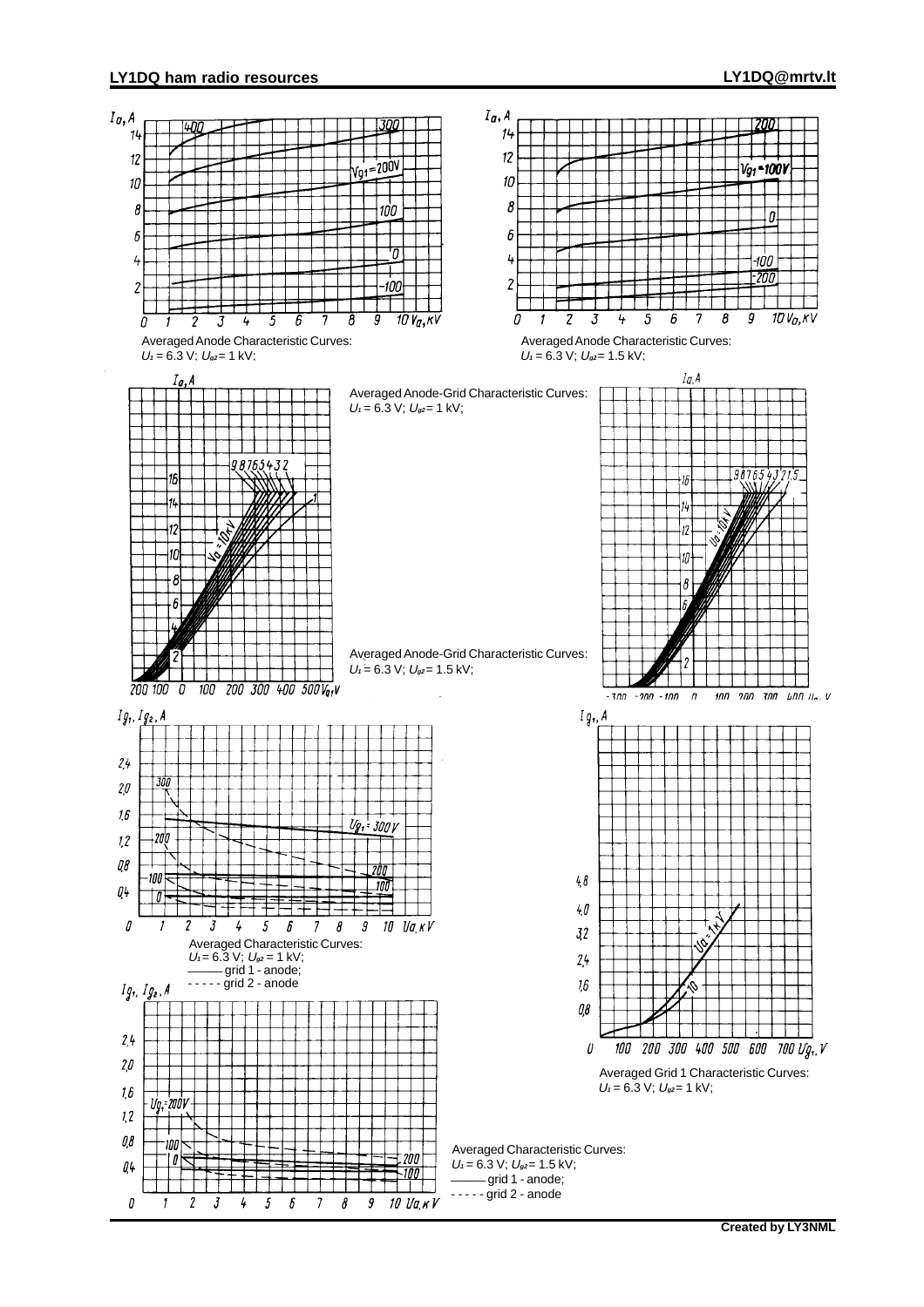Averaged Anode Characteristic Curves:
$U_f$ = 6.3 V; $U_{g2}$ = 1 kV;

Averaged Anode Characteristic Curves:
$U_f$ = 6.3 V; $U_{g2}$ = 1.5 kV;

Averaged Anode-Grid Characteristic Curves:
$U_f$ = 6.3 V; $U_{g2}$ = 1 kV;

Averaged Anode-Grid Characteristic Curves:
$U_f$ = 6.3 V; $U_{g2}$ = 1.5 kV;

Averaged Characteristic Curves:
$U_f$ = 6.3 V; $U_{g2}$ = 1 kV;
——— grid 1 - anode;
- - - - - grid 2 - anode

Averaged Grid 1 Characteristic Curves:
$U_f$ = 6.3 V; $U_{g2}$ = 1 kV;

Averaged Characteristic Curves:
$U_f$ = 6.3 V; $U_{g2}$ = 1.5 kV;
——— grid 1 - anode;
- - - - - grid 2 - anode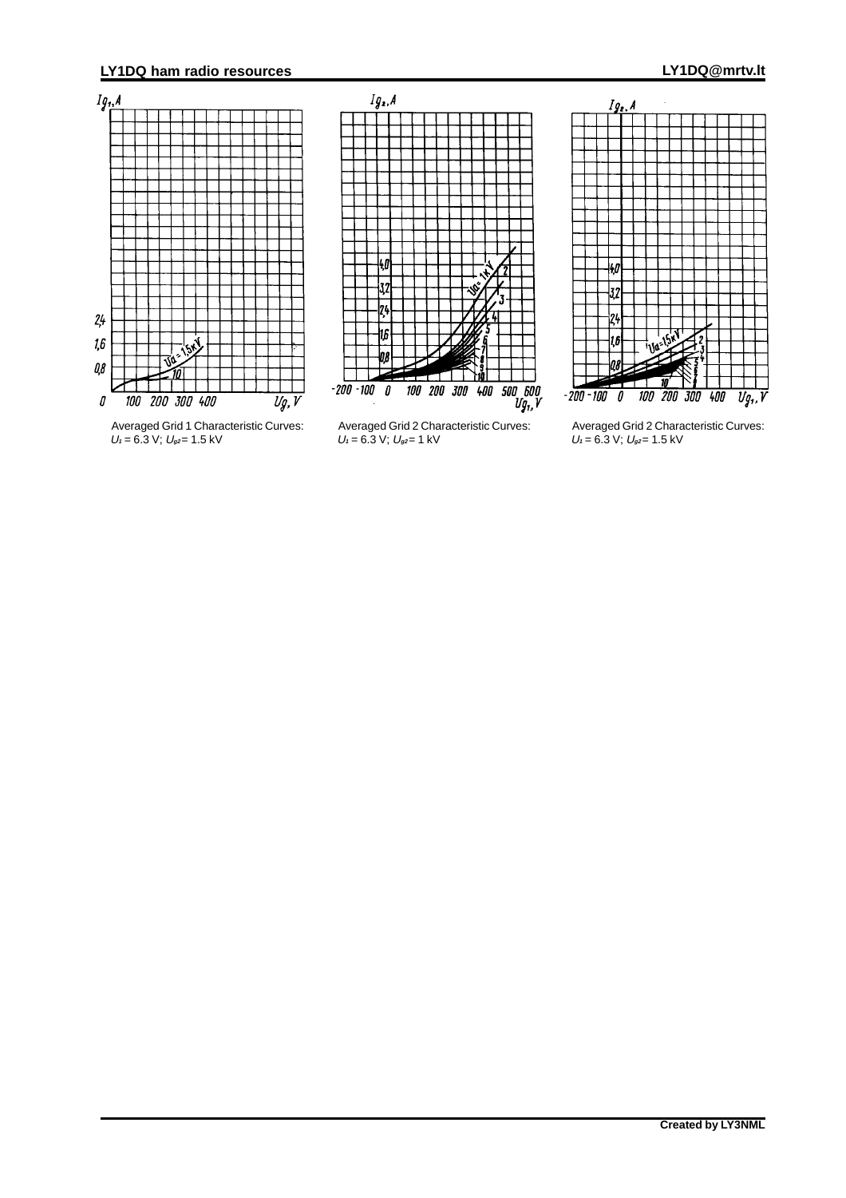$I_{g1}$, A

2,4

1,6

0,8

0

100 200 300 400

$U_g$, V

Ua = 1,5kV

10

Averaged Grid 1 Characteristic Curves:
$U_1$ = 6.3 V; $U_{g2}$ = 1.5 kV

$I_{g2}$, A

4,0

3,2

2,4

1,6

0,8

-200 -100 0 100 200 300 400 500 600

$U_{g1}$, V

Ua = 1kV

2 3 4 5 6 7 8 9 10

Averaged Grid 2 Characteristic Curves:
$U_1$ = 6.3 V; $U_{g2}$ = 1 kV

$I_{g2}$, A

4,0

3,2

2,4

1,6

0,8

-200 -100 0 100 200 300 400

$U_{g1}$, V

Ua = 1,5kV

2 3 4 5 10

Averaged Grid 2 Characteristic Curves:
$U_1$ = 6.3 V; $U_{g2}$ = 1.5 kV